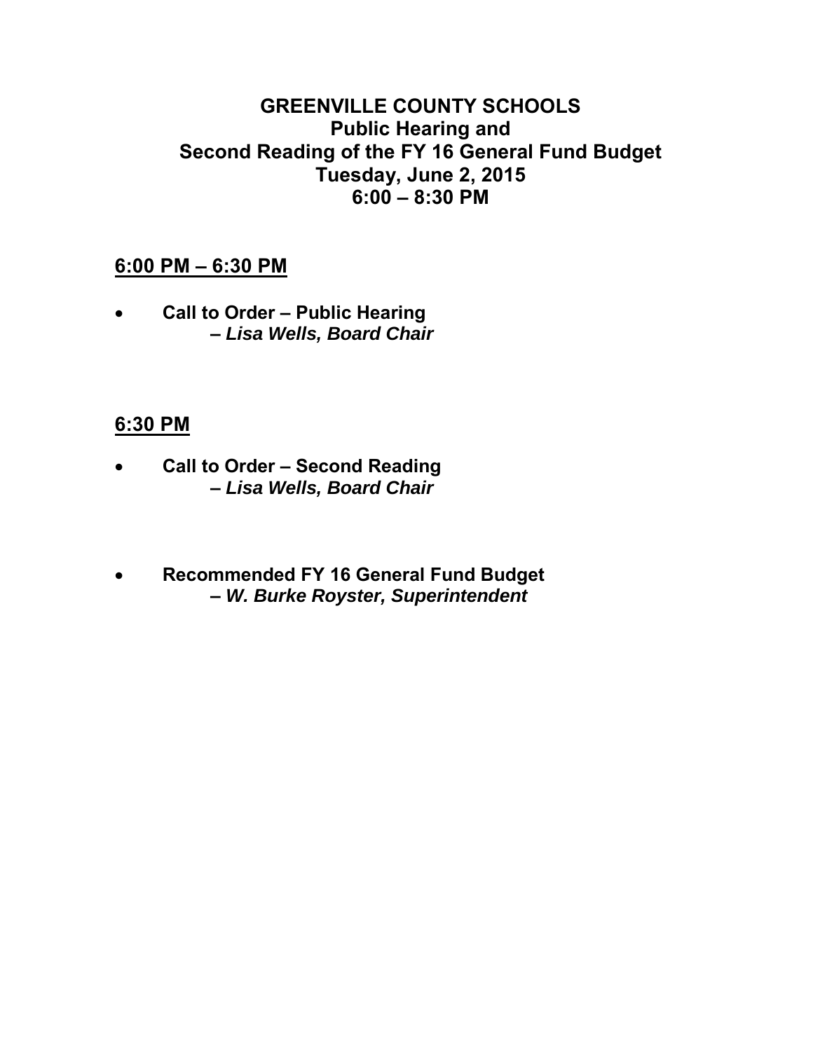# GREENVILLE COUNTY SCHOOLS
## Public Hearing and
## Second Reading of the FY 16 General Fund Budget
## Tuesday, June 2, 2015
## 6:00 – 8:30 PM

### 6:00 PM – 6:30 PM

- **Call to Order – Public Hearing**
  ***– Lisa Wells, Board Chair***

### 6:30 PM

- **Call to Order – Second Reading**
  ***– Lisa Wells, Board Chair***

- **Recommended FY 16 General Fund Budget**
  ***– W. Burke Royster, Superintendent***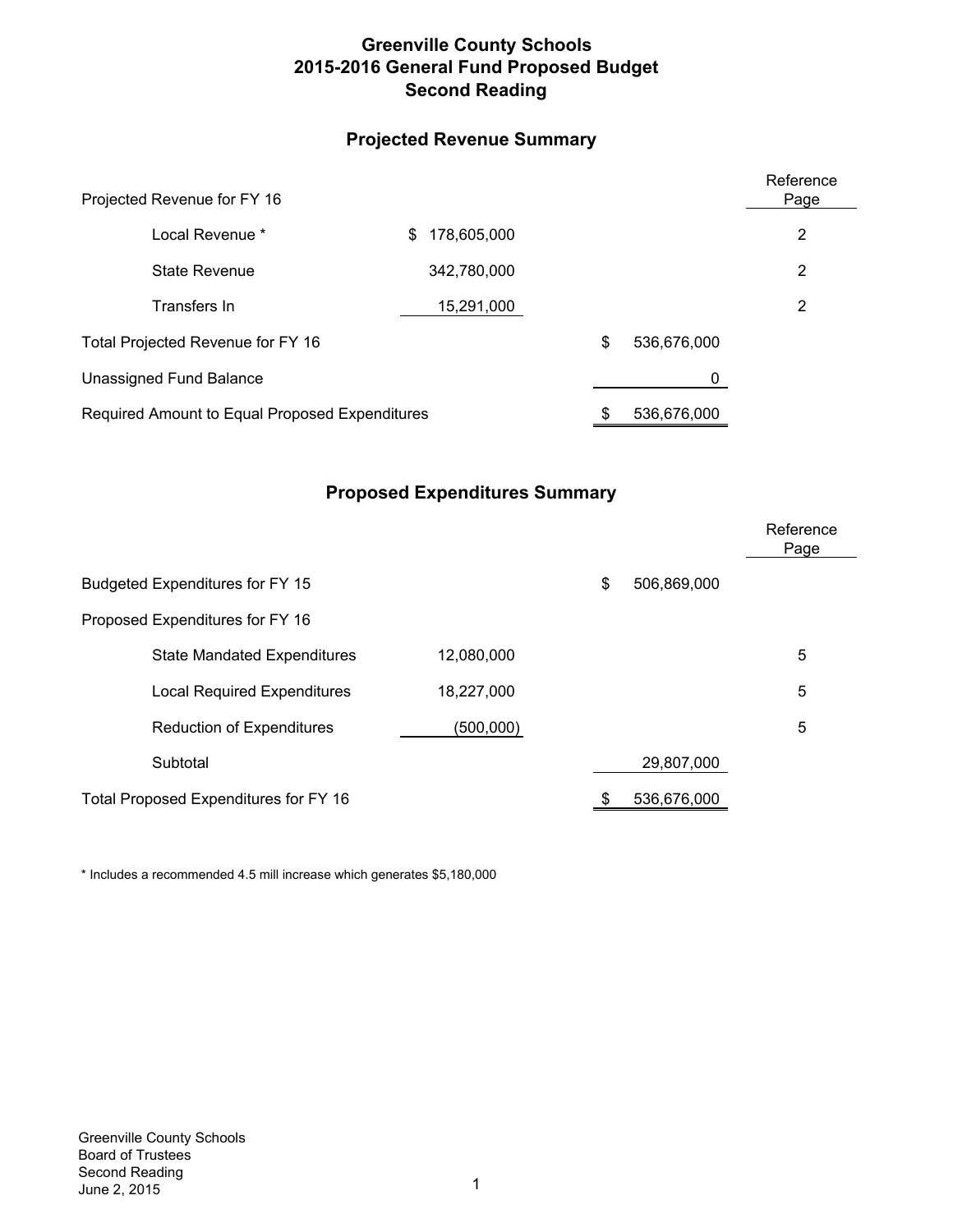# Greenville County Schools
# 2015-2016 General Fund Proposed Budget
# Second Reading

## Projected Revenue Summary

| | | | Reference Page |
|---|---|---|---|
| Projected Revenue for FY 16 | | | |
| Local Revenue * | $ 178,605,000 | | 2 |
| State Revenue | 342,780,000 | | 2 |
| Transfers In | 15,291,000 | | 2 |
| Total Projected Revenue for FY 16 | | $ 536,676,000 | |
| Unassigned Fund Balance | | 0 | |
| Required Amount to Equal Proposed Expenditures | | $ 536,676,000 | |

## Proposed Expenditures Summary

| | | | Reference Page |
|---|---|---|---|
| Budgeted Expenditures for FY 15 | | $ 506,869,000 | |
| Proposed Expenditures for FY 16 | | | |
| State Mandated Expenditures | 12,080,000 | | 5 |
| Local Required Expenditures | 18,227,000 | | 5 |
| Reduction of Expenditures | (500,000) | | 5 |
| Subtotal | | 29,807,000 | |
| Total Proposed Expenditures for FY 16 | | $ 536,676,000 | |

\* Includes a recommended 4.5 mill increase which generates $5,180,000

Greenville County Schools
Board of Trustees
Second Reading
June 2, 2015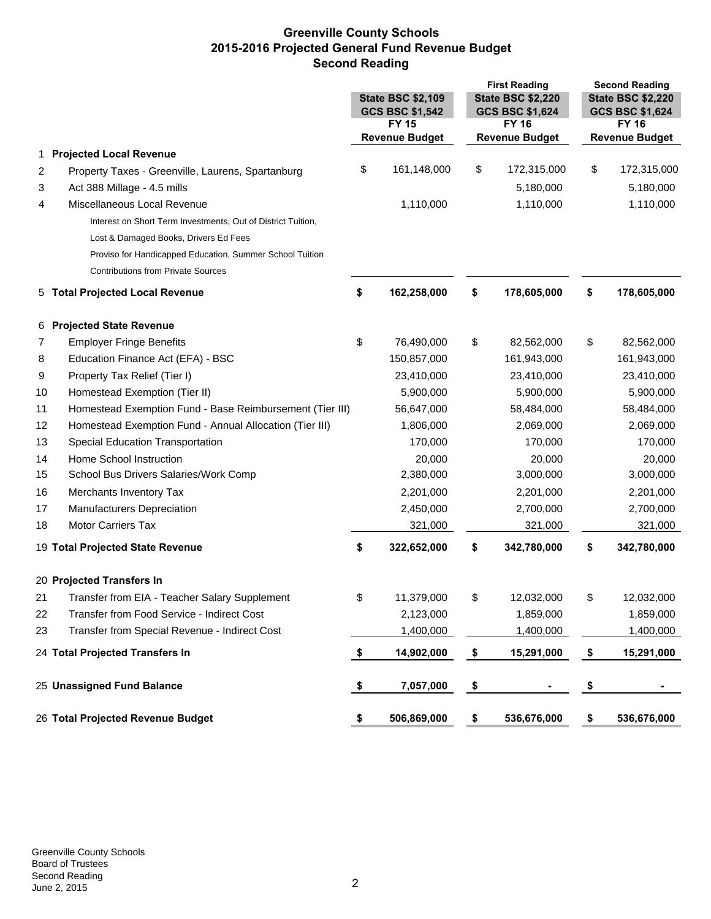# Greenville County Schools
## 2015-2016 Projected General Fund Revenue Budget
### Second Reading

| | | State BSC $2,109 GCS BSC $1,542 FY 15 Revenue Budget | First Reading State BSC $2,220 GCS BSC $1,624 FY 16 Revenue Budget | Second Reading State BSC $2,220 GCS BSC $1,624 FY 16 Revenue Budget |
|---|---|---|---|---|
| 1 | **Projected Local Revenue** | | | |
| 2 | Property Taxes - Greenville, Laurens, Spartanburg | $ 161,148,000 | $ 172,315,000 | $ 172,315,000 |
| 3 | Act 388 Millage - 4.5 mills | | 5,180,000 | 5,180,000 |
| 4 | Miscellaneous Local Revenue | 1,110,000 | 1,110,000 | 1,110,000 |
| | Interest on Short Term Investments, Out of District Tuition, | | | |
| | Lost & Damaged Books, Drivers Ed Fees | | | |
| | Proviso for Handicapped Education, Summer School Tuition | | | |
| | Contributions from Private Sources | | | |
| 5 | **Total Projected Local Revenue** | **$ 162,258,000** | **$ 178,605,000** | **$ 178,605,000** |
| 6 | **Projected State Revenue** | | | |
| 7 | Employer Fringe Benefits | $ 76,490,000 | $ 82,562,000 | $ 82,562,000 |
| 8 | Education Finance Act (EFA) - BSC | 150,857,000 | 161,943,000 | 161,943,000 |
| 9 | Property Tax Relief (Tier I) | 23,410,000 | 23,410,000 | 23,410,000 |
| 10 | Homestead Exemption (Tier II) | 5,900,000 | 5,900,000 | 5,900,000 |
| 11 | Homestead Exemption Fund - Base Reimbursement (Tier III) | 56,647,000 | 58,484,000 | 58,484,000 |
| 12 | Homestead Exemption Fund - Annual Allocation (Tier III) | 1,806,000 | 2,069,000 | 2,069,000 |
| 13 | Special Education Transportation | 170,000 | 170,000 | 170,000 |
| 14 | Home School Instruction | 20,000 | 20,000 | 20,000 |
| 15 | School Bus Drivers Salaries/Work Comp | 2,380,000 | 3,000,000 | 3,000,000 |
| 16 | Merchants Inventory Tax | 2,201,000 | 2,201,000 | 2,201,000 |
| 17 | Manufacturers Depreciation | 2,450,000 | 2,700,000 | 2,700,000 |
| 18 | Motor Carriers Tax | 321,000 | 321,000 | 321,000 |
| 19 | **Total Projected State Revenue** | **$ 322,652,000** | **$ 342,780,000** | **$ 342,780,000** |
| 20 | **Projected Transfers In** | | | |
| 21 | Transfer from EIA - Teacher Salary Supplement | $ 11,379,000 | $ 12,032,000 | $ 12,032,000 |
| 22 | Transfer from Food Service - Indirect Cost | 2,123,000 | 1,859,000 | 1,859,000 |
| 23 | Transfer from Special Revenue - Indirect Cost | 1,400,000 | 1,400,000 | 1,400,000 |
| 24 | **Total Projected Transfers In** | **$ 14,902,000** | **$ 15,291,000** | **$ 15,291,000** |
| 25 | **Unassigned Fund Balance** | **$ 7,057,000** | **$ -** | **$ -** |
| 26 | **Total Projected Revenue Budget** | **$ 506,869,000** | **$ 536,676,000** | **$ 536,676,000** |

Greenville County Schools
Board of Trustees
Second Reading
June 2, 2015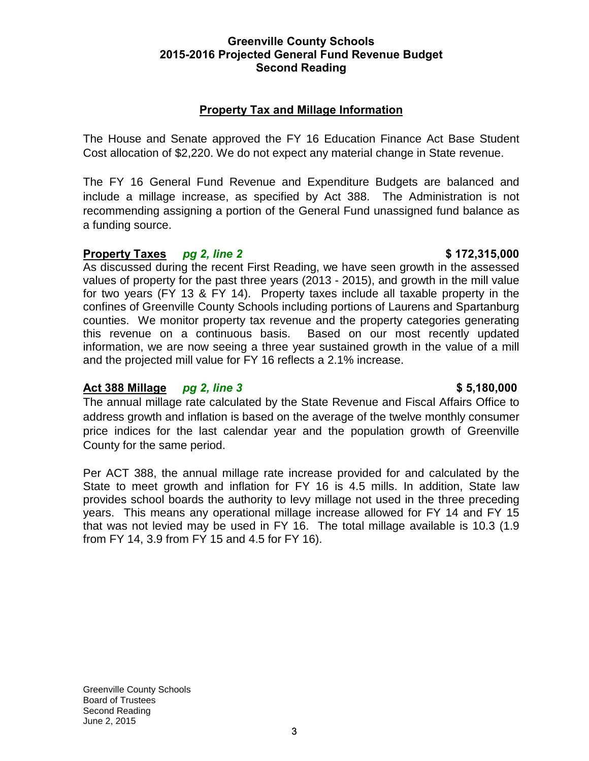**Greenville County Schools**
**2015-2016 Projected General Fund Revenue Budget**
**Second Reading**

## Property Tax and Millage Information

The House and Senate approved the FY 16 Education Finance Act Base Student Cost allocation of $2,220. We do not expect any material change in State revenue.

The FY 16 General Fund Revenue and Expenditure Budgets are balanced and include a millage increase, as specified by Act 388. The Administration is not recommending assigning a portion of the General Fund unassigned fund balance as a funding source.

**Property Taxes** ***pg 2, line 2*** **$ 172,315,000**

As discussed during the recent First Reading, we have seen growth in the assessed values of property for the past three years (2013 - 2015), and growth in the mill value for two years (FY 13 & FY 14). Property taxes include all taxable property in the confines of Greenville County Schools including portions of Laurens and Spartanburg counties. We monitor property tax revenue and the property categories generating this revenue on a continuous basis. Based on our most recently updated information, we are now seeing a three year sustained growth in the value of a mill and the projected mill value for FY 16 reflects a 2.1% increase.

**Act 388 Millage** ***pg 2, line 3*** **$ 5,180,000**

The annual millage rate calculated by the State Revenue and Fiscal Affairs Office to address growth and inflation is based on the average of the twelve monthly consumer price indices for the last calendar year and the population growth of Greenville County for the same period.

Per ACT 388, the annual millage rate increase provided for and calculated by the State to meet growth and inflation for FY 16 is 4.5 mills. In addition, State law provides school boards the authority to levy millage not used in the three preceding years. This means any operational millage increase allowed for FY 14 and FY 15 that was not levied may be used in FY 16. The total millage available is 10.3 (1.9 from FY 14, 3.9 from FY 15 and 4.5 for FY 16).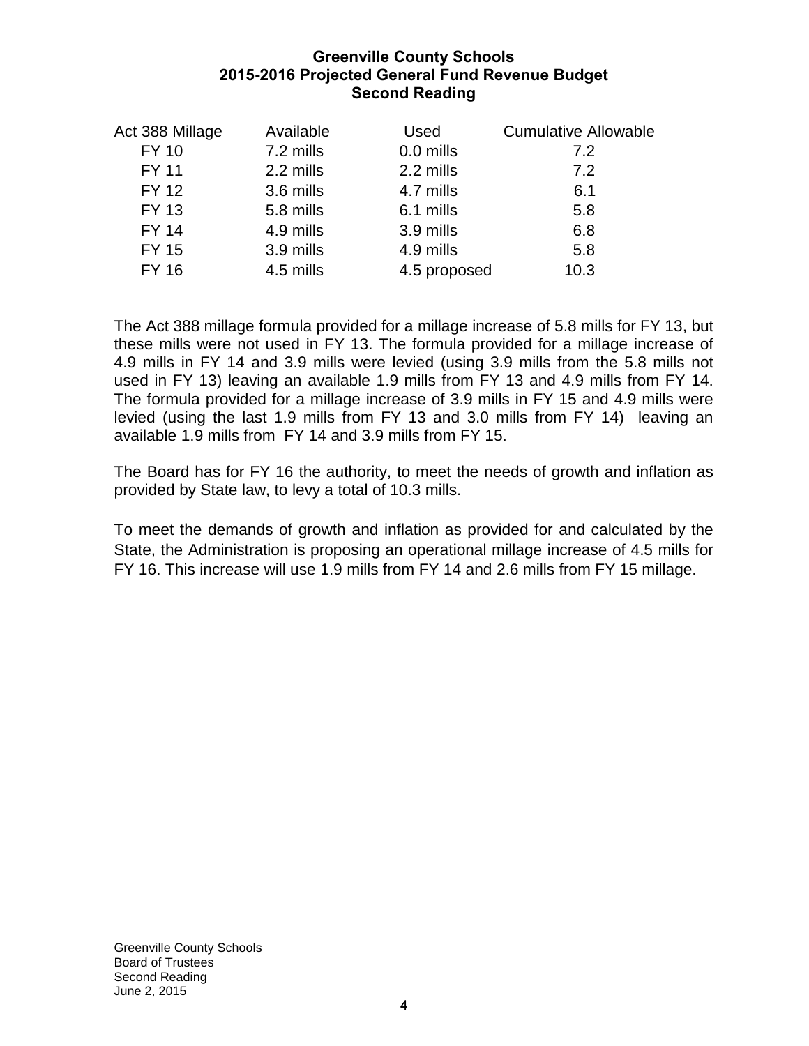**Greenville County Schools**
**2015-2016 Projected General Fund Revenue Budget**
**Second Reading**

| Act 388 Millage | Available | Used | Cumulative Allowable |
|---|---|---|---|
| FY 10 | 7.2 mills | 0.0 mills | 7.2 |
| FY 11 | 2.2 mills | 2.2 mills | 7.2 |
| FY 12 | 3.6 mills | 4.7 mills | 6.1 |
| FY 13 | 5.8 mills | 6.1 mills | 5.8 |
| FY 14 | 4.9 mills | 3.9 mills | 6.8 |
| FY 15 | 3.9 mills | 4.9 mills | 5.8 |
| FY 16 | 4.5 mills | 4.5 proposed | 10.3 |

The Act 388 millage formula provided for a millage increase of 5.8 mills for FY 13, but these mills were not used in FY 13. The formula provided for a millage increase of 4.9 mills in FY 14 and 3.9 mills were levied (using 3.9 mills from the 5.8 mills not used in FY 13) leaving an available 1.9 mills from FY 13 and 4.9 mills from FY 14. The formula provided for a millage increase of 3.9 mills in FY 15 and 4.9 mills were levied (using the last 1.9 mills from FY 13 and 3.0 mills from FY 14) leaving an available 1.9 mills from FY 14 and 3.9 mills from FY 15.

The Board has for FY 16 the authority, to meet the needs of growth and inflation as provided by State law, to levy a total of 10.3 mills.

To meet the demands of growth and inflation as provided for and calculated by the State, the Administration is proposing an operational millage increase of 4.5 mills for FY 16. This increase will use 1.9 mills from FY 14 and 2.6 mills from FY 15 millage.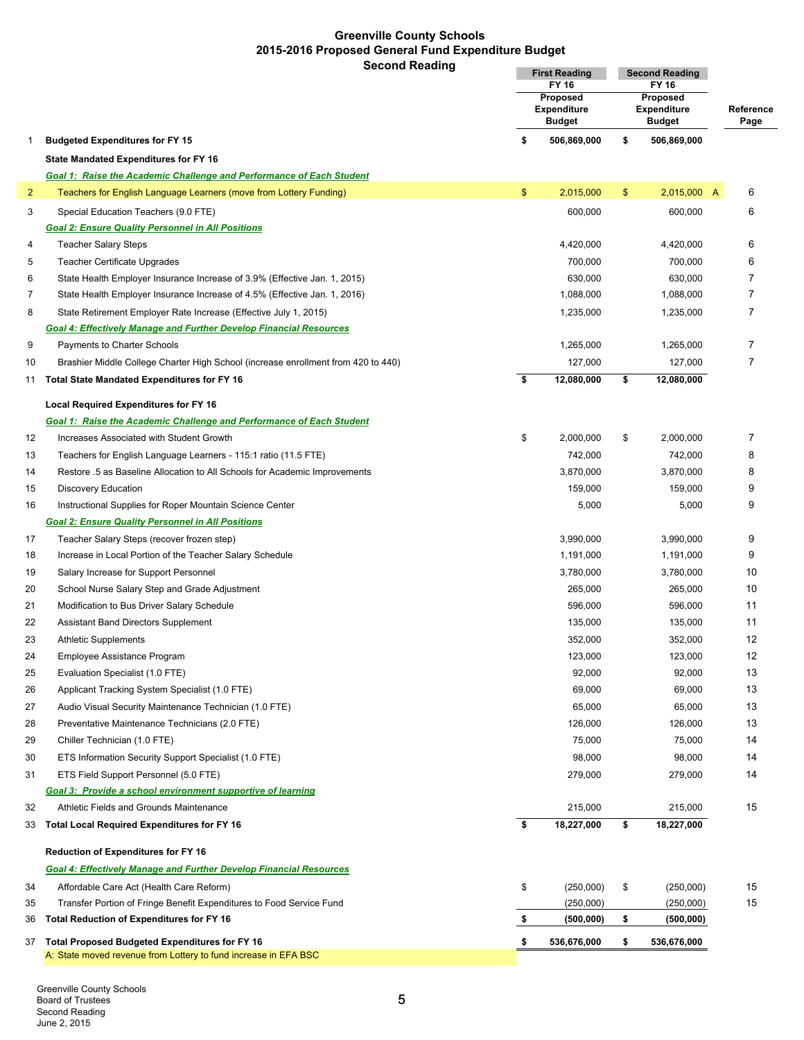# Greenville County Schools
## 2015-2016 Proposed General Fund Expenditure Budget
### Second Reading

| | | First Reading FY 16 Proposed Expenditure Budget | Second Reading FY 16 Proposed Expenditure Budget | Reference Page |
|---|---|---|---|---|
| 1 | **Budgeted Expenditures for FY 15** | **$ 506,869,000** | **$ 506,869,000** | |
| | **State Mandated Expenditures for FY 16** | | | |
| | ***Goal 1: Raise the Academic Challenge and Performance of Each Student*** | | | |
| 2 | Teachers for English Language Learners (move from Lottery Funding) | $ 2,015,000 | $ 2,015,000 A | 6 |
| 3 | Special Education Teachers (9.0 FTE) | 600,000 | 600,000 | 6 |
| | ***Goal 2: Ensure Quality Personnel in All Positions*** | | | |
| 4 | Teacher Salary Steps | 4,420,000 | 4,420,000 | 6 |
| 5 | Teacher Certificate Upgrades | 700,000 | 700,000 | 6 |
| 6 | State Health Employer Insurance Increase of 3.9% (Effective Jan. 1, 2015) | 630,000 | 630,000 | 7 |
| 7 | State Health Employer Insurance Increase of 4.5% (Effective Jan. 1, 2016) | 1,088,000 | 1,088,000 | 7 |
| 8 | State Retirement Employer Rate Increase (Effective July 1, 2015) | 1,235,000 | 1,235,000 | 7 |
| | ***Goal 4: Effectively Manage and Further Develop Financial Resources*** | | | |
| 9 | Payments to Charter Schools | 1,265,000 | 1,265,000 | 7 |
| 10 | Brashier Middle College Charter High School (increase enrollment from 420 to 440) | 127,000 | 127,000 | 7 |
| 11 | **Total State Mandated Expenditures for FY 16** | **$ 12,080,000** | **$ 12,080,000** | |
| | **Local Required Expenditures for FY 16** | | | |
| | ***Goal 1: Raise the Academic Challenge and Performance of Each Student*** | | | |
| 12 | Increases Associated with Student Growth | $ 2,000,000 | $ 2,000,000 | 7 |
| 13 | Teachers for English Language Learners - 115:1 ratio (11.5 FTE) | 742,000 | 742,000 | 8 |
| 14 | Restore .5 as Baseline Allocation to All Schools for Academic Improvements | 3,870,000 | 3,870,000 | 8 |
| 15 | Discovery Education | 159,000 | 159,000 | 9 |
| 16 | Instructional Supplies for Roper Mountain Science Center | 5,000 | 5,000 | 9 |
| | ***Goal 2: Ensure Quality Personnel in All Positions*** | | | |
| 17 | Teacher Salary Steps (recover frozen step) | 3,990,000 | 3,990,000 | 9 |
| 18 | Increase in Local Portion of the Teacher Salary Schedule | 1,191,000 | 1,191,000 | 9 |
| 19 | Salary Increase for Support Personnel | 3,780,000 | 3,780,000 | 10 |
| 20 | School Nurse Salary Step and Grade Adjustment | 265,000 | 265,000 | 10 |
| 21 | Modification to Bus Driver Salary Schedule | 596,000 | 596,000 | 11 |
| 22 | Assistant Band Directors Supplement | 135,000 | 135,000 | 11 |
| 23 | Athletic Supplements | 352,000 | 352,000 | 12 |
| 24 | Employee Assistance Program | 123,000 | 123,000 | 12 |
| 25 | Evaluation Specialist (1.0 FTE) | 92,000 | 92,000 | 13 |
| 26 | Applicant Tracking System Specialist (1.0 FTE) | 69,000 | 69,000 | 13 |
| 27 | Audio Visual Security Maintenance Technician (1.0 FTE) | 65,000 | 65,000 | 13 |
| 28 | Preventative Maintenance Technicians (2.0 FTE) | 126,000 | 126,000 | 13 |
| 29 | Chiller Technician (1.0 FTE) | 75,000 | 75,000 | 14 |
| 30 | ETS Information Security Support Specialist (1.0 FTE) | 98,000 | 98,000 | 14 |
| 31 | ETS Field Support Personnel (5.0 FTE) | 279,000 | 279,000 | 14 |
| | ***Goal 3: Provide a school environment supportive of learning*** | | | |
| 32 | Athletic Fields and Grounds Maintenance | 215,000 | 215,000 | 15 |
| 33 | **Total Local Required Expenditures for FY 16** | **$ 18,227,000** | **$ 18,227,000** | |
| | **Reduction of Expenditures for FY 16** | | | |
| | ***Goal 4: Effectively Manage and Further Develop Financial Resources*** | | | |
| 34 | Affordable Care Act (Health Care Reform) | $ (250,000) | $ (250,000) | 15 |
| 35 | Transfer Portion of Fringe Benefit Expenditures to Food Service Fund | (250,000) | (250,000) | 15 |
| 36 | **Total Reduction of Expenditures for FY 16** | **$ (500,000)** | **$ (500,000)** | |
| 37 | **Total Proposed Budgeted Expenditures for FY 16** | **$ 536,676,000** | **$ 536,676,000** | |

A: State moved revenue from Lottery to fund increase in EFA BSC

Greenville County Schools
Board of Trustees
Second Reading
June 2, 2015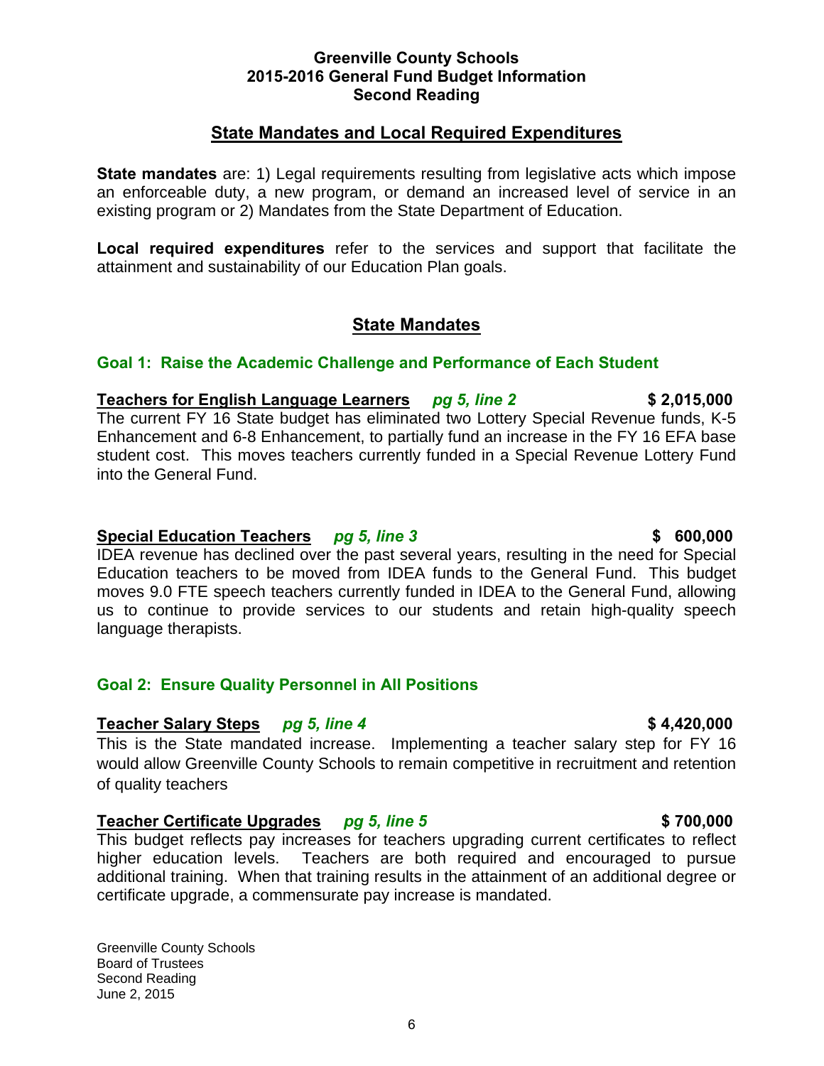**Greenville County Schools**
**2015-2016 General Fund Budget Information**
**Second Reading**

## State Mandates and Local Required Expenditures

**State mandates** are: 1) Legal requirements resulting from legislative acts which impose an enforceable duty, a new program, or demand an increased level of service in an existing program or 2) Mandates from the State Department of Education.

**Local required expenditures** refer to the services and support that facilitate the attainment and sustainability of our Education Plan goals.

## State Mandates

### Goal 1: Raise the Academic Challenge and Performance of Each Student

**Teachers for English Language Learners** *pg 5, line 2* **$ 2,015,000**

The current FY 16 State budget has eliminated two Lottery Special Revenue funds, K-5 Enhancement and 6-8 Enhancement, to partially fund an increase in the FY 16 EFA base student cost. This moves teachers currently funded in a Special Revenue Lottery Fund into the General Fund.

**Special Education Teachers** *pg 5, line 3* **$ 600,000**

IDEA revenue has declined over the past several years, resulting in the need for Special Education teachers to be moved from IDEA funds to the General Fund. This budget moves 9.0 FTE speech teachers currently funded in IDEA to the General Fund, allowing us to continue to provide services to our students and retain high-quality speech language therapists.

### Goal 2: Ensure Quality Personnel in All Positions

**Teacher Salary Steps** *pg 5, line 4* **$ 4,420,000**

This is the State mandated increase. Implementing a teacher salary step for FY 16 would allow Greenville County Schools to remain competitive in recruitment and retention of quality teachers

**Teacher Certificate Upgrades** *pg 5, line 5* **$ 700,000**

This budget reflects pay increases for teachers upgrading current certificates to reflect higher education levels. Teachers are both required and encouraged to pursue additional training. When that training results in the attainment of an additional degree or certificate upgrade, a commensurate pay increase is mandated.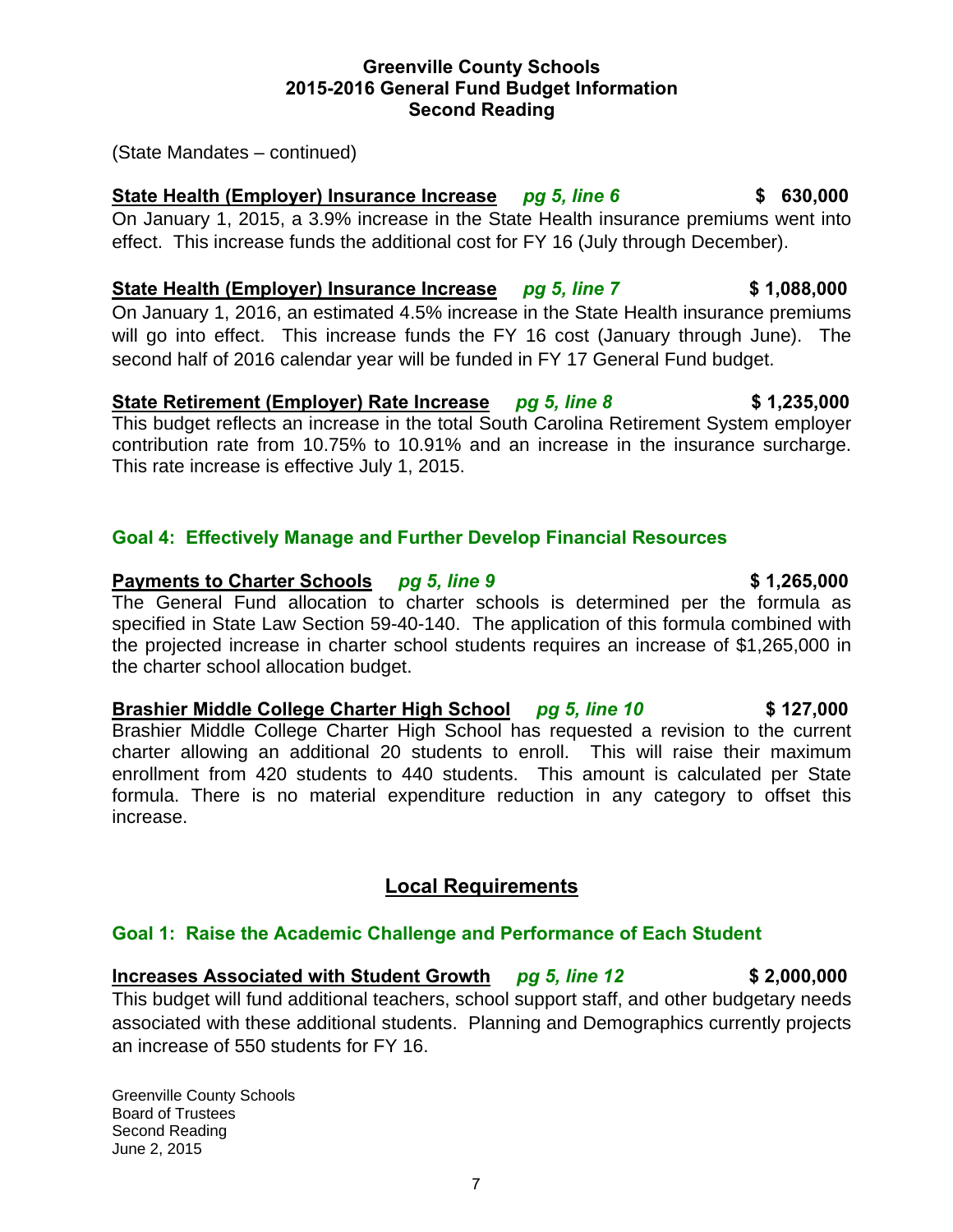(State Mandates – continued)

**State Health (Employer) Insurance Increase** ***pg 5, line 6*** **$ 630,000**
On January 1, 2015, a 3.9% increase in the State Health insurance premiums went into effect. This increase funds the additional cost for FY 16 (July through December).

**State Health (Employer) Insurance Increase** ***pg 5, line 7*** **$ 1,088,000**
On January 1, 2016, an estimated 4.5% increase in the State Health insurance premiums will go into effect. This increase funds the FY 16 cost (January through June). The second half of 2016 calendar year will be funded in FY 17 General Fund budget.

**State Retirement (Employer) Rate Increase** ***pg 5, line 8*** **$ 1,235,000**
This budget reflects an increase in the total South Carolina Retirement System employer contribution rate from 10.75% to 10.91% and an increase in the insurance surcharge. This rate increase is effective July 1, 2015.

### Goal 4: Effectively Manage and Further Develop Financial Resources

**Payments to Charter Schools** ***pg 5, line 9*** **$ 1,265,000**
The General Fund allocation to charter schools is determined per the formula as specified in State Law Section 59-40-140. The application of this formula combined with the projected increase in charter school students requires an increase of $1,265,000 in the charter school allocation budget.

**Brashier Middle College Charter High School** ***pg 5, line 10*** **$ 127,000**
Brashier Middle College Charter High School has requested a revision to the current charter allowing an additional 20 students to enroll. This will raise their maximum enrollment from 420 students to 440 students. This amount is calculated per State formula. There is no material expenditure reduction in any category to offset this increase.

## Local Requirements

### Goal 1: Raise the Academic Challenge and Performance of Each Student

**Increases Associated with Student Growth** ***pg 5, line 12*** **$ 2,000,000**
This budget will fund additional teachers, school support staff, and other budgetary needs associated with these additional students. Planning and Demographics currently projects an increase of 550 students for FY 16.

Greenville County Schools
Board of Trustees
Second Reading
June 2, 2015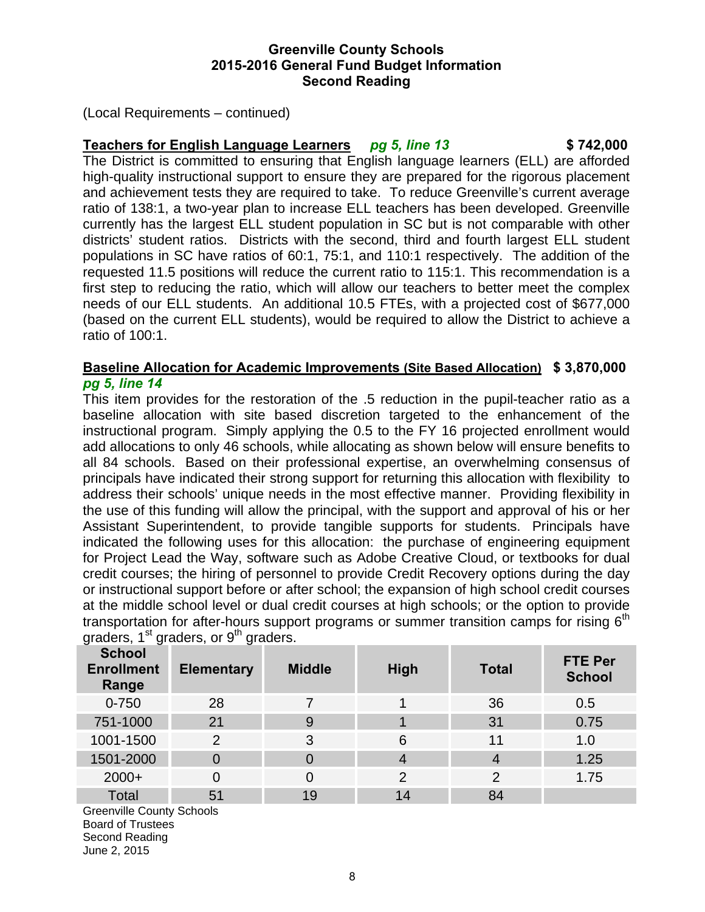(Local Requirements – continued)

**<u>Teachers for English Language Learners</u>** ***pg 5, line 13*** **$ 742,000**

The District is committed to ensuring that English language learners (ELL) are afforded high-quality instructional support to ensure they are prepared for the rigorous placement and achievement tests they are required to take. To reduce Greenville's current average ratio of 138:1, a two-year plan to increase ELL teachers has been developed. Greenville currently has the largest ELL student population in SC but is not comparable with other districts' student ratios. Districts with the second, third and fourth largest ELL student populations in SC have ratios of 60:1, 75:1, and 110:1 respectively. The addition of the requested 11.5 positions will reduce the current ratio to 115:1. This recommendation is a first step to reducing the ratio, which will allow our teachers to better meet the complex needs of our ELL students. An additional 10.5 FTEs, with a projected cost of $677,000 (based on the current ELL students), would be required to allow the District to achieve a ratio of 100:1.

**<u>Baseline Allocation for Academic Improvements (Site Based Allocation)</u>** **$ 3,870,000**
***pg 5, line 14***

This item provides for the restoration of the .5 reduction in the pupil-teacher ratio as a baseline allocation with site based discretion targeted to the enhancement of the instructional program. Simply applying the 0.5 to the FY 16 projected enrollment would add allocations to only 46 schools, while allocating as shown below will ensure benefits to all 84 schools. Based on their professional expertise, an overwhelming consensus of principals have indicated their strong support for returning this allocation with flexibility to address their schools' unique needs in the most effective manner. Providing flexibility in the use of this funding will allow the principal, with the support and approval of his or her Assistant Superintendent, to provide tangible supports for students. Principals have indicated the following uses for this allocation: the purchase of engineering equipment for Project Lead the Way, software such as Adobe Creative Cloud, or textbooks for dual credit courses; the hiring of personnel to provide Credit Recovery options during the day or instructional support before or after school; the expansion of high school credit courses at the middle school level or dual credit courses at high schools; or the option to provide transportation for after-hours support programs or summer transition camps for rising 6th graders, 1st graders, or 9th graders.

| School Enrollment Range | Elementary | Middle | High | Total | FTE Per School |
|---|---|---|---|---|---|
| 0-750 | 28 | 7 | 1 | 36 | 0.5 |
| 751-1000 | 21 | 9 | 1 | 31 | 0.75 |
| 1001-1500 | 2 | 3 | 6 | 11 | 1.0 |
| 1501-2000 | 0 | 0 | 4 | 4 | 1.25 |
| 2000+ | 0 | 0 | 2 | 2 | 1.75 |
| Total | 51 | 19 | 14 | 84 | |

Greenville County Schools
Board of Trustees
Second Reading
June 2, 2015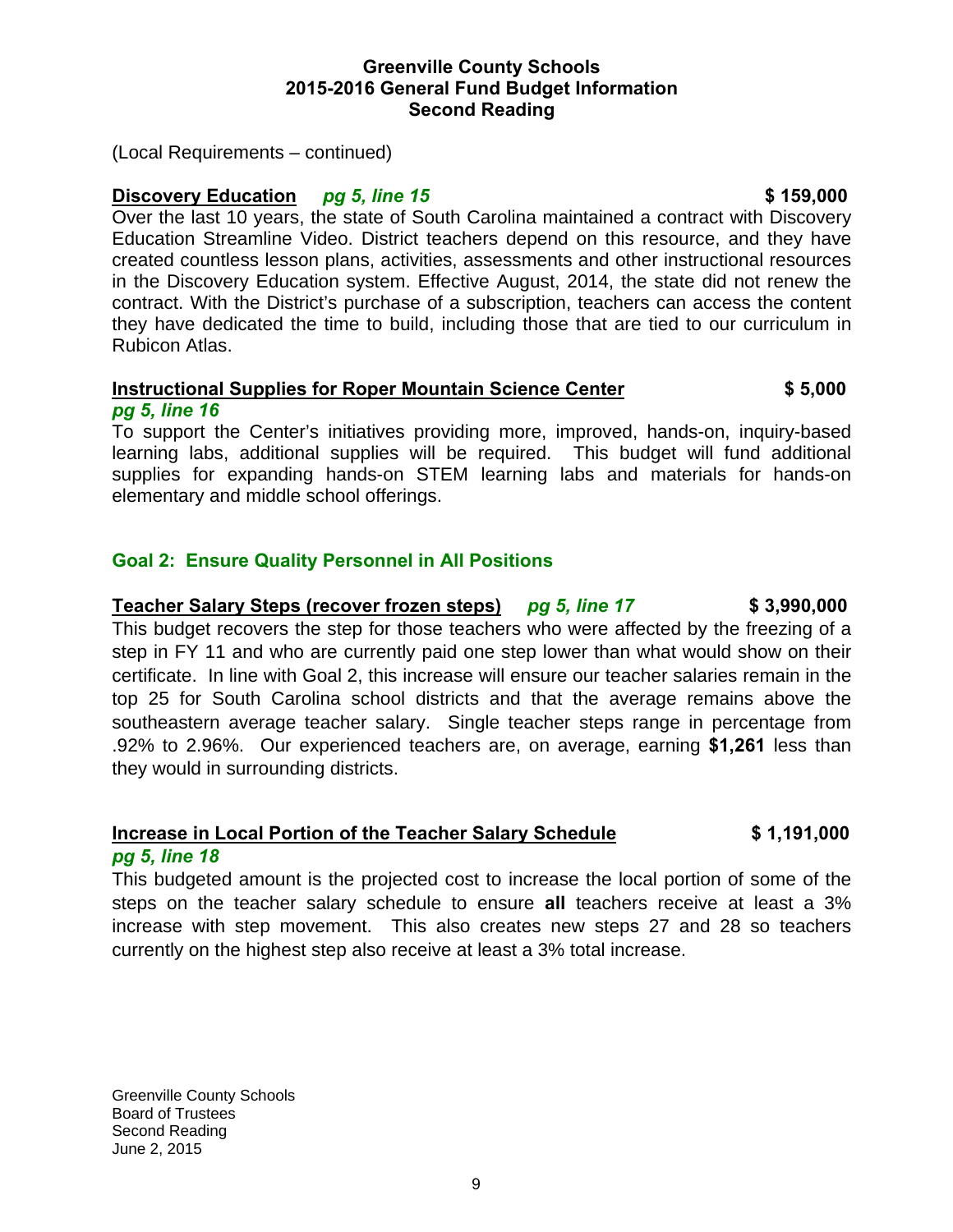(Local Requirements – continued)

**Discovery Education** ***pg 5, line 15*** **$ 159,000**

Over the last 10 years, the state of South Carolina maintained a contract with Discovery Education Streamline Video. District teachers depend on this resource, and they have created countless lesson plans, activities, assessments and other instructional resources in the Discovery Education system. Effective August, 2014, the state did not renew the contract. With the District's purchase of a subscription, teachers can access the content they have dedicated the time to build, including those that are tied to our curriculum in Rubicon Atlas.

**Instructional Supplies for Roper Mountain Science Center** **$ 5,000**
***pg 5, line 16***

To support the Center's initiatives providing more, improved, hands-on, inquiry-based learning labs, additional supplies will be required. This budget will fund additional supplies for expanding hands-on STEM learning labs and materials for hands-on elementary and middle school offerings.

## Goal 2: Ensure Quality Personnel in All Positions

**Teacher Salary Steps (recover frozen steps)** ***pg 5, line 17*** **$ 3,990,000**

This budget recovers the step for those teachers who were affected by the freezing of a step in FY 11 and who are currently paid one step lower than what would show on their certificate. In line with Goal 2, this increase will ensure our teacher salaries remain in the top 25 for South Carolina school districts and that the average remains above the southeastern average teacher salary. Single teacher steps range in percentage from .92% to 2.96%. Our experienced teachers are, on average, earning **$1,261** less than they would in surrounding districts.

**Increase in Local Portion of the Teacher Salary Schedule** **$ 1,191,000**
***pg 5, line 18***

This budgeted amount is the projected cost to increase the local portion of some of the steps on the teacher salary schedule to ensure **all** teachers receive at least a 3% increase with step movement. This also creates new steps 27 and 28 so teachers currently on the highest step also receive at least a 3% total increase.

Greenville County Schools
Board of Trustees
Second Reading
June 2, 2015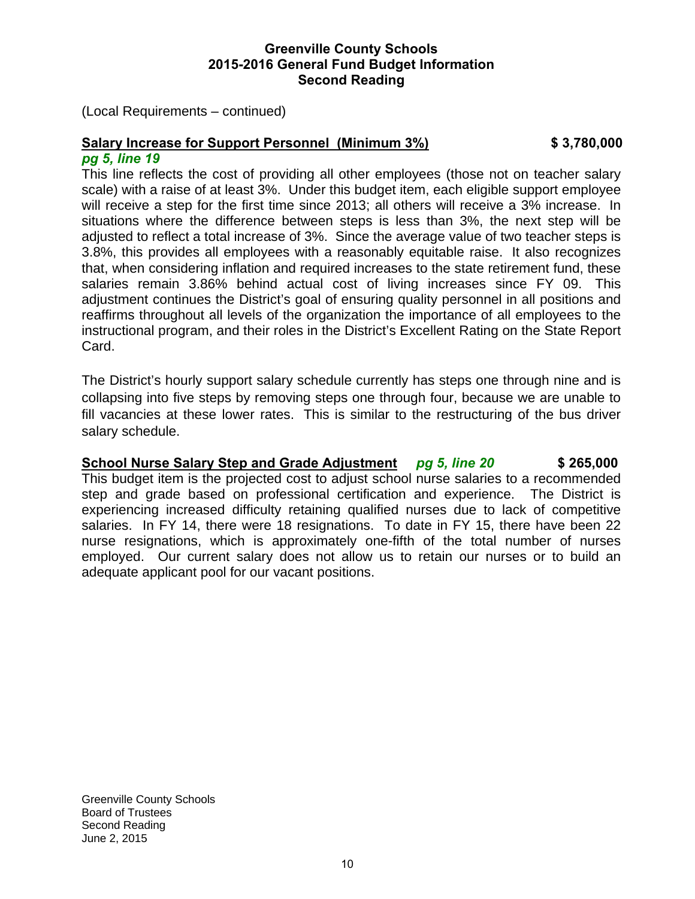(Local Requirements – continued)

**<u>Salary Increase for Support Personnel (Minimum 3%)</u>** **$ 3,780,000**
***pg 5, line 19***

This line reflects the cost of providing all other employees (those not on teacher salary scale) with a raise of at least 3%. Under this budget item, each eligible support employee will receive a step for the first time since 2013; all others will receive a 3% increase. In situations where the difference between steps is less than 3%, the next step will be adjusted to reflect a total increase of 3%. Since the average value of two teacher steps is 3.8%, this provides all employees with a reasonably equitable raise. It also recognizes that, when considering inflation and required increases to the state retirement fund, these salaries remain 3.86% behind actual cost of living increases since FY 09. This adjustment continues the District's goal of ensuring quality personnel in all positions and reaffirms throughout all levels of the organization the importance of all employees to the instructional program, and their roles in the District's Excellent Rating on the State Report Card.

The District's hourly support salary schedule currently has steps one through nine and is collapsing into five steps by removing steps one through four, because we are unable to fill vacancies at these lower rates. This is similar to the restructuring of the bus driver salary schedule.

**<u>School Nurse Salary Step and Grade Adjustment</u>** ***pg 5, line 20*** **$ 265,000**

This budget item is the projected cost to adjust school nurse salaries to a recommended step and grade based on professional certification and experience. The District is experiencing increased difficulty retaining qualified nurses due to lack of competitive salaries. In FY 14, there were 18 resignations. To date in FY 15, there have been 22 nurse resignations, which is approximately one-fifth of the total number of nurses employed. Our current salary does not allow us to retain our nurses or to build an adequate applicant pool for our vacant positions.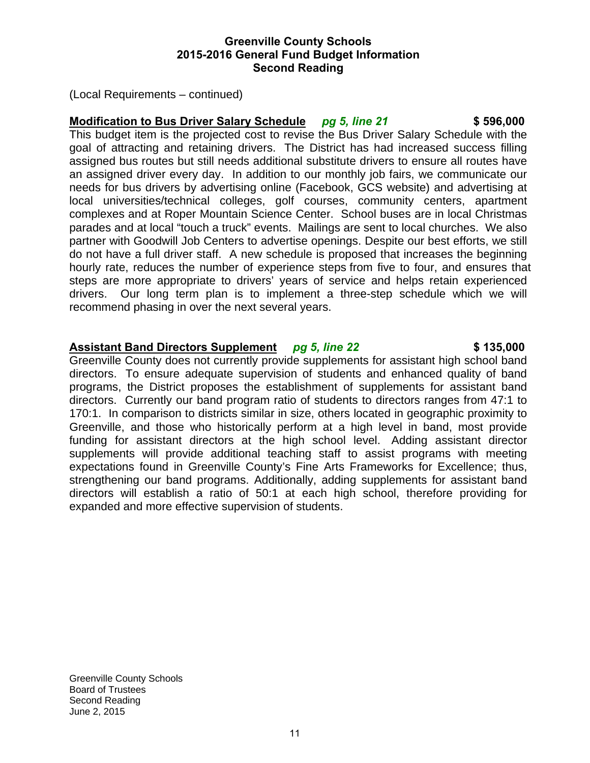(Local Requirements – continued)

**Modification to Bus Driver Salary Schedule** *pg 5, line 21* **$ 596,000**

This budget item is the projected cost to revise the Bus Driver Salary Schedule with the goal of attracting and retaining drivers. The District has had increased success filling assigned bus routes but still needs additional substitute drivers to ensure all routes have an assigned driver every day. In addition to our monthly job fairs, we communicate our needs for bus drivers by advertising online (Facebook, GCS website) and advertising at local universities/technical colleges, golf courses, community centers, apartment complexes and at Roper Mountain Science Center. School buses are in local Christmas parades and at local "touch a truck" events. Mailings are sent to local churches. We also partner with Goodwill Job Centers to advertise openings. Despite our best efforts, we still do not have a full driver staff. A new schedule is proposed that increases the beginning hourly rate, reduces the number of experience steps from five to four, and ensures that steps are more appropriate to drivers' years of service and helps retain experienced drivers. Our long term plan is to implement a three-step schedule which we will recommend phasing in over the next several years.

**Assistant Band Directors Supplement** *pg 5, line 22* **$ 135,000**

Greenville County does not currently provide supplements for assistant high school band directors. To ensure adequate supervision of students and enhanced quality of band programs, the District proposes the establishment of supplements for assistant band directors. Currently our band program ratio of students to directors ranges from 47:1 to 170:1. In comparison to districts similar in size, others located in geographic proximity to Greenville, and those who historically perform at a high level in band, most provide funding for assistant directors at the high school level. Adding assistant director supplements will provide additional teaching staff to assist programs with meeting expectations found in Greenville County's Fine Arts Frameworks for Excellence; thus, strengthening our band programs. Additionally, adding supplements for assistant band directors will establish a ratio of 50:1 at each high school, therefore providing for expanded and more effective supervision of students.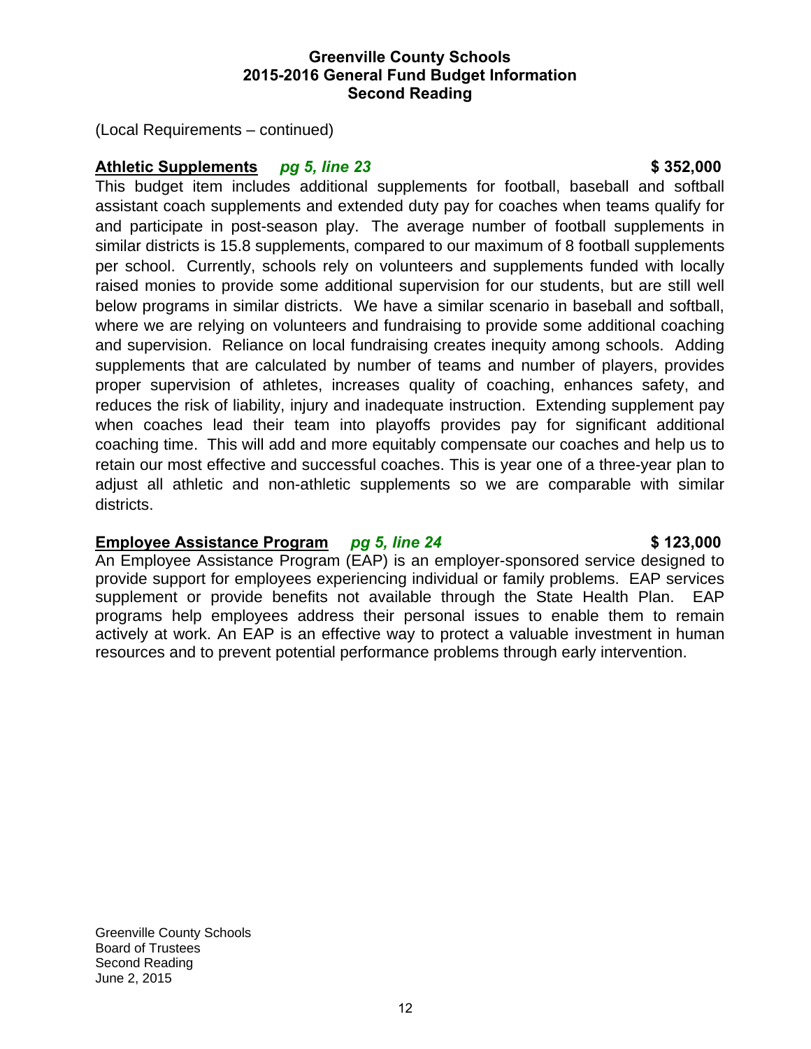(Local Requirements – continued)

**Athletic Supplements** ***pg 5, line 23*** **$ 352,000**

This budget item includes additional supplements for football, baseball and softball assistant coach supplements and extended duty pay for coaches when teams qualify for and participate in post-season play. The average number of football supplements in similar districts is 15.8 supplements, compared to our maximum of 8 football supplements per school. Currently, schools rely on volunteers and supplements funded with locally raised monies to provide some additional supervision for our students, but are still well below programs in similar districts. We have a similar scenario in baseball and softball, where we are relying on volunteers and fundraising to provide some additional coaching and supervision. Reliance on local fundraising creates inequity among schools. Adding supplements that are calculated by number of teams and number of players, provides proper supervision of athletes, increases quality of coaching, enhances safety, and reduces the risk of liability, injury and inadequate instruction. Extending supplement pay when coaches lead their team into playoffs provides pay for significant additional coaching time. This will add and more equitably compensate our coaches and help us to retain our most effective and successful coaches. This is year one of a three-year plan to adjust all athletic and non-athletic supplements so we are comparable with similar districts.

**Employee Assistance Program** ***pg 5, line 24*** **$ 123,000**

An Employee Assistance Program (EAP) is an employer-sponsored service designed to provide support for employees experiencing individual or family problems. EAP services supplement or provide benefits not available through the State Health Plan. EAP programs help employees address their personal issues to enable them to remain actively at work. An EAP is an effective way to protect a valuable investment in human resources and to prevent potential performance problems through early intervention.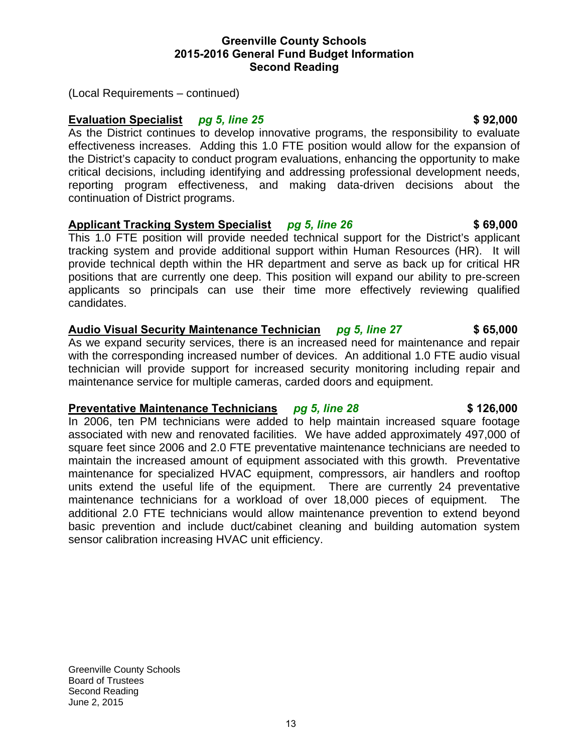(Local Requirements – continued)

**Evaluation Specialist** *pg 5, line 25* **$ 92,000**

As the District continues to develop innovative programs, the responsibility to evaluate effectiveness increases. Adding this 1.0 FTE position would allow for the expansion of the District's capacity to conduct program evaluations, enhancing the opportunity to make critical decisions, including identifying and addressing professional development needs, reporting program effectiveness, and making data-driven decisions about the continuation of District programs.

**Applicant Tracking System Specialist** *pg 5, line 26* **$ 69,000**

This 1.0 FTE position will provide needed technical support for the District's applicant tracking system and provide additional support within Human Resources (HR). It will provide technical depth within the HR department and serve as back up for critical HR positions that are currently one deep. This position will expand our ability to pre-screen applicants so principals can use their time more effectively reviewing qualified candidates.

**Audio Visual Security Maintenance Technician** *pg 5, line 27* **$ 65,000**

As we expand security services, there is an increased need for maintenance and repair with the corresponding increased number of devices. An additional 1.0 FTE audio visual technician will provide support for increased security monitoring including repair and maintenance service for multiple cameras, carded doors and equipment.

**Preventative Maintenance Technicians** *pg 5, line 28* **$ 126,000**

In 2006, ten PM technicians were added to help maintain increased square footage associated with new and renovated facilities. We have added approximately 497,000 of square feet since 2006 and 2.0 FTE preventative maintenance technicians are needed to maintain the increased amount of equipment associated with this growth. Preventative maintenance for specialized HVAC equipment, compressors, air handlers and rooftop units extend the useful life of the equipment. There are currently 24 preventative maintenance technicians for a workload of over 18,000 pieces of equipment. The additional 2.0 FTE technicians would allow maintenance prevention to extend beyond basic prevention and include duct/cabinet cleaning and building automation system sensor calibration increasing HVAC unit efficiency.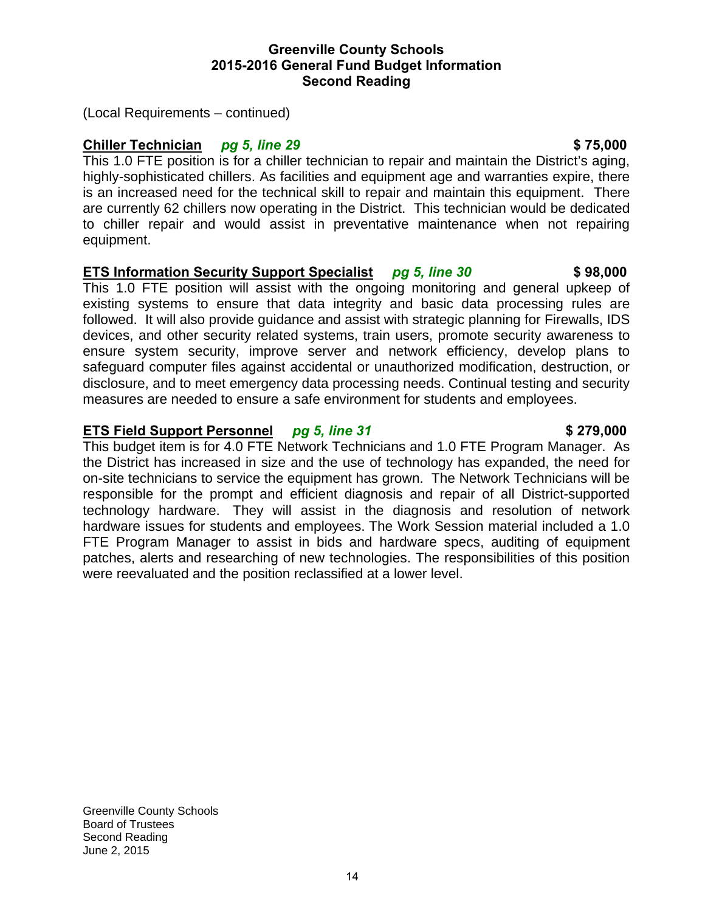(Local Requirements – continued)

**Chiller Technician** ***pg 5, line 29*** **$ 75,000**

This 1.0 FTE position is for a chiller technician to repair and maintain the District's aging, highly-sophisticated chillers. As facilities and equipment age and warranties expire, there is an increased need for the technical skill to repair and maintain this equipment. There are currently 62 chillers now operating in the District. This technician would be dedicated to chiller repair and would assist in preventative maintenance when not repairing equipment.

**ETS Information Security Support Specialist** ***pg 5, line 30*** **$ 98,000**

This 1.0 FTE position will assist with the ongoing monitoring and general upkeep of existing systems to ensure that data integrity and basic data processing rules are followed. It will also provide guidance and assist with strategic planning for Firewalls, IDS devices, and other security related systems, train users, promote security awareness to ensure system security, improve server and network efficiency, develop plans to safeguard computer files against accidental or unauthorized modification, destruction, or disclosure, and to meet emergency data processing needs. Continual testing and security measures are needed to ensure a safe environment for students and employees.

**ETS Field Support Personnel** ***pg 5, line 31*** **$ 279,000**

This budget item is for 4.0 FTE Network Technicians and 1.0 FTE Program Manager. As the District has increased in size and the use of technology has expanded, the need for on-site technicians to service the equipment has grown. The Network Technicians will be responsible for the prompt and efficient diagnosis and repair of all District-supported technology hardware. They will assist in the diagnosis and resolution of network hardware issues for students and employees. The Work Session material included a 1.0 FTE Program Manager to assist in bids and hardware specs, auditing of equipment patches, alerts and researching of new technologies. The responsibilities of this position were reevaluated and the position reclassified at a lower level.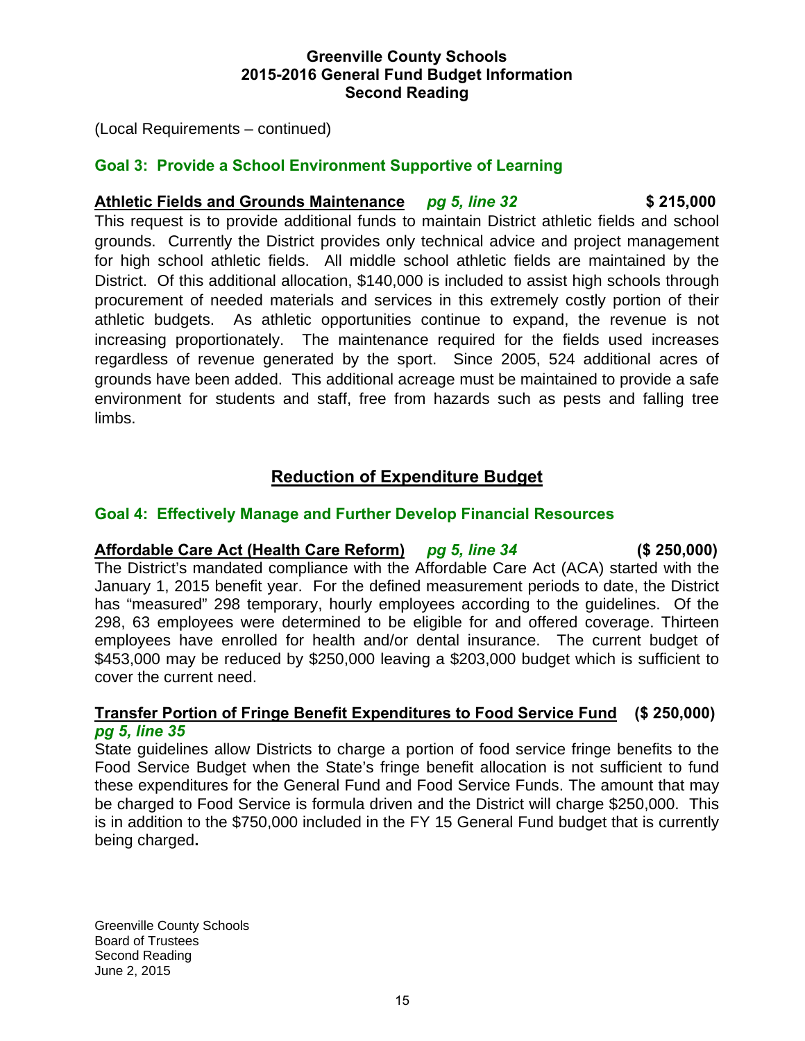(Local Requirements – continued)

### Goal 3: Provide a School Environment Supportive of Learning

**Athletic Fields and Grounds Maintenance** ***pg 5, line 32*** **$ 215,000**

This request is to provide additional funds to maintain District athletic fields and school grounds. Currently the District provides only technical advice and project management for high school athletic fields. All middle school athletic fields are maintained by the District. Of this additional allocation, $140,000 is included to assist high schools through procurement of needed materials and services in this extremely costly portion of their athletic budgets. As athletic opportunities continue to expand, the revenue is not increasing proportionately. The maintenance required for the fields used increases regardless of revenue generated by the sport. Since 2005, 524 additional acres of grounds have been added. This additional acreage must be maintained to provide a safe environment for students and staff, free from hazards such as pests and falling tree limbs.

## Reduction of Expenditure Budget

### Goal 4: Effectively Manage and Further Develop Financial Resources

**Affordable Care Act (Health Care Reform)** ***pg 5, line 34*** **($ 250,000)**

The District's mandated compliance with the Affordable Care Act (ACA) started with the January 1, 2015 benefit year. For the defined measurement periods to date, the District has "measured" 298 temporary, hourly employees according to the guidelines. Of the 298, 63 employees were determined to be eligible for and offered coverage. Thirteen employees have enrolled for health and/or dental insurance. The current budget of $453,000 may be reduced by $250,000 leaving a $203,000 budget which is sufficient to cover the current need.

**Transfer Portion of Fringe Benefit Expenditures to Food Service Fund** **($ 250,000)**
***pg 5, line 35***

State guidelines allow Districts to charge a portion of food service fringe benefits to the Food Service Budget when the State's fringe benefit allocation is not sufficient to fund these expenditures for the General Fund and Food Service Funds. The amount that may be charged to Food Service is formula driven and the District will charge $250,000. This is in addition to the $750,000 included in the FY 15 General Fund budget that is currently being charged.

Greenville County Schools
Board of Trustees
Second Reading
June 2, 2015